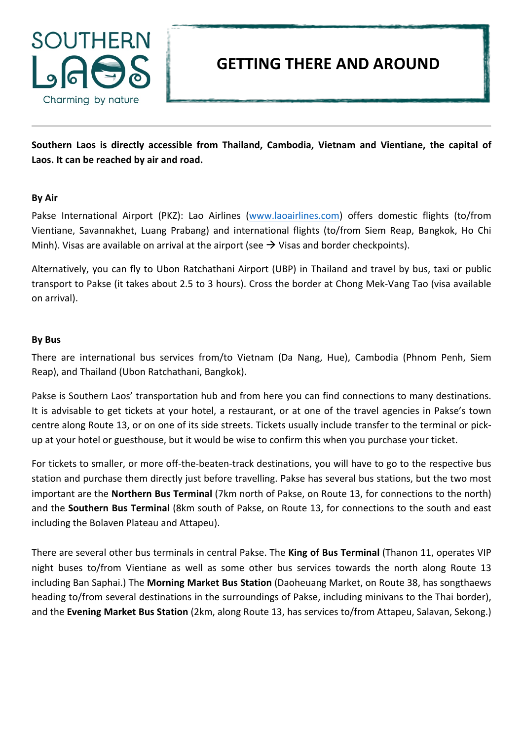# GETTING THERE AND AROUND

**Southern Laos is directly accessible from Thailand, Cambodia, Vietnam and Vientiane, the capital of Laos. It can be reached by air and road.**

### By Air

Pakse International Airport (PKZ): Lao Airlines (www.laoairlines.com) offers domestic flights (to/from Vientiane, Savannakhet, Luang Prabang) and international flights (to/from Siem Reap, Bangkok, Ho Chi Minh). Visas are available on arrival at the airport (see → Visas and border checkpoints).

Alternatively, you can fly to Ubon Ratchathani Airport (UBP) in Thailand and travel by bus, taxi or public transport to Pakse (it takes about 2.5 to 3 hours). Cross the border at Chong Mek-Vang Tao (visa available on arrival).

### By Bus

There are international bus services from/to Vietnam (Da Nang, Hue), Cambodia (Phnom Penh, Siem Reap), and Thailand (Ubon Ratchathani, Bangkok).

Pakse is Southern Laos' transportation hub and from here you can find connections to many destinations. It is advisable to get tickets at your hotel, a restaurant, or at one of the travel agencies in Pakse's town centre along Route 13, or on one of its side streets. Tickets usually include transfer to the terminal or pick-up at your hotel or guesthouse, but it would be wise to confirm this when you purchase your ticket.

For tickets to smaller, or more off-the-beaten-track destinations, you will have to go to the respective bus station and purchase them directly just before travelling. Pakse has several bus stations, but the two most important are the **Northern Bus Terminal** (7km north of Pakse, on Route 13, for connections to the north) and the **Southern Bus Terminal** (8km south of Pakse, on Route 13, for connections to the south and east including the Bolaven Plateau and Attapeu).

There are several other bus terminals in central Pakse. The **King of Bus Terminal** (Thanon 11, operates VIP night buses to/from Vientiane as well as some other bus services towards the north along Route 13 including Ban Saphai.) The **Morning Market Bus Station** (Daoheuang Market, on Route 38, has songthaews heading to/from several destinations in the surroundings of Pakse, including minivans to the Thai border), and the **Evening Market Bus Station** (2km, along Route 13, has services to/from Attapeu, Salavan, Sekong.)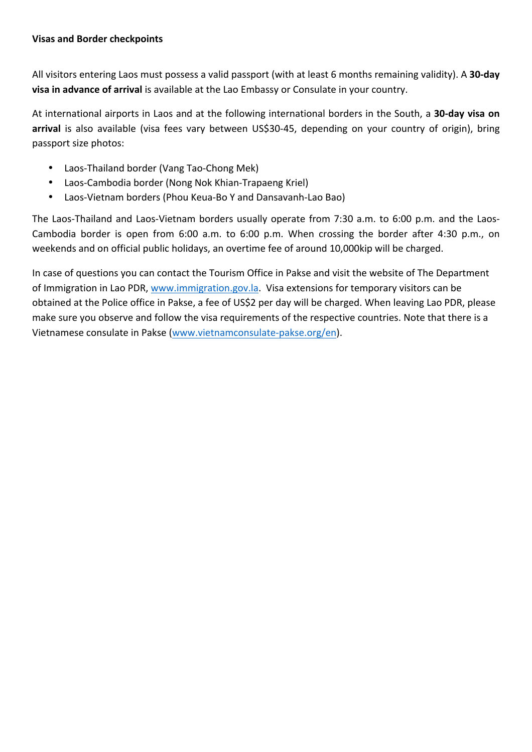**Visas and Border checkpoints**

All visitors entering Laos must possess a valid passport (with at least 6 months remaining validity). A **30-day visa in advance of arrival** is available at the Lao Embassy or Consulate in your country.

At international airports in Laos and at the following international borders in the South, a **30-day visa on arrival** is also available (visa fees vary between US$30-45, depending on your country of origin), bring passport size photos:

- Laos-Thailand border (Vang Tao-Chong Mek)
- Laos-Cambodia border (Nong Nok Khian-Trapaeng Kriel)
- Laos-Vietnam borders (Phou Keua-Bo Y and Dansavanh-Lao Bao)

The Laos-Thailand and Laos-Vietnam borders usually operate from 7:30 a.m. to 6:00 p.m. and the Laos-Cambodia border is open from 6:00 a.m. to 6:00 p.m. When crossing the border after 4:30 p.m., on weekends and on official public holidays, an overtime fee of around 10,000kip will be charged.

In case of questions you can contact the Tourism Office in Pakse and visit the website of The Department of Immigration in Lao PDR, www.immigration.gov.la. Visa extensions for temporary visitors can be obtained at the Police office in Pakse, a fee of US$2 per day will be charged. When leaving Lao PDR, please make sure you observe and follow the visa requirements of the respective countries. Note that there is a Vietnamese consulate in Pakse (www.vietnamconsulate-pakse.org/en).